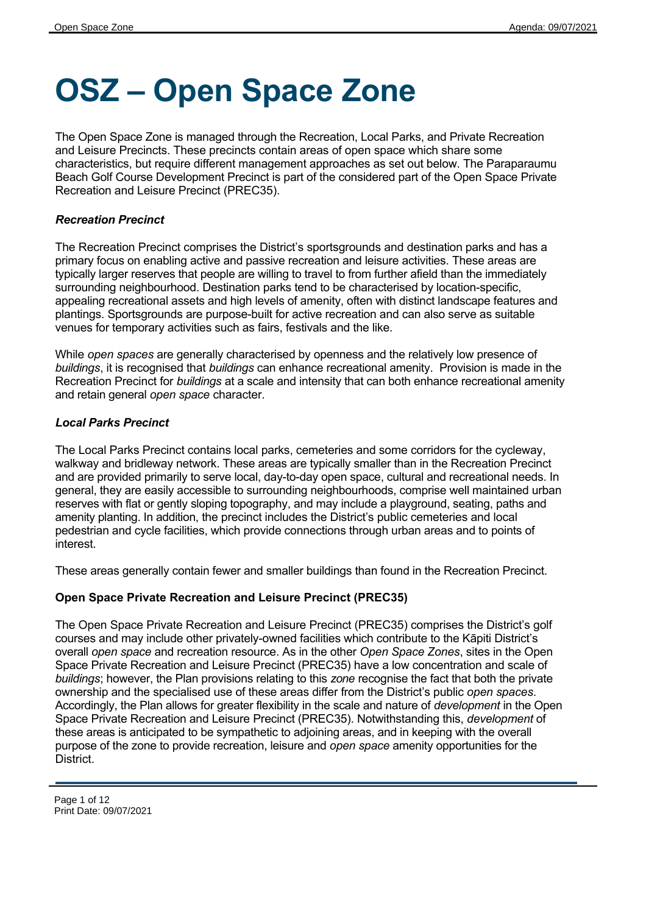# OSZ – Open Space Zone

The Open Space Zone is managed through the Recreation, Local Parks, and Private Recreation and Leisure Precincts. These precincts contain areas of open space which share some characteristics, but require different management approaches as set out below. The Paraparaumu Beach Golf Course Development Precinct is part of the considered part of the Open Space Private Recreation and Leisure Precinct (PREC35).

### *Recreation Precinct*

The Recreation Precinct comprises the District's sportsgrounds and destination parks and has a primary focus on enabling active and passive recreation and leisure activities. These areas are typically larger reserves that people are willing to travel to from further afield than the immediately surrounding neighbourhood. Destination parks tend to be characterised by location-specific, appealing recreational assets and high levels of amenity, often with distinct landscape features and plantings. Sportsgrounds are purpose-built for active recreation and can also serve as suitable venues for temporary activities such as fairs, festivals and the like.

While *open spaces* are generally characterised by openness and the relatively low presence of *buildings*, it is recognised that *buildings* can enhance recreational amenity. Provision is made in the Recreation Precinct for *buildings* at a scale and intensity that can both enhance recreational amenity and retain general *open space* character.

### *Local Parks Precinct*

The Local Parks Precinct contains local parks, cemeteries and some corridors for the cycleway, walkway and bridleway network. These areas are typically smaller than in the Recreation Precinct and are provided primarily to serve local, day-to-day open space, cultural and recreational needs. In general, they are easily accessible to surrounding neighbourhoods, comprise well maintained urban reserves with flat or gently sloping topography, and may include a playground, seating, paths and amenity planting. In addition, the precinct includes the District's public cemeteries and local pedestrian and cycle facilities, which provide connections through urban areas and to points of interest.

These areas generally contain fewer and smaller buildings than found in the Recreation Precinct.

### Open Space Private Recreation and Leisure Precinct (PREC35)

The Open Space Private Recreation and Leisure Precinct (PREC35) comprises the District's golf courses and may include other privately-owned facilities which contribute to the Kāpiti District's overall *open space* and recreation resource. As in the other *Open Space Zones*, sites in the Open Space Private Recreation and Leisure Precinct (PREC35) have a low concentration and scale of *buildings*; however, the Plan provisions relating to this *zone* recognise the fact that both the private ownership and the specialised use of these areas differ from the District's public *open spaces*. Accordingly, the Plan allows for greater flexibility in the scale and nature of *development* in the Open Space Private Recreation and Leisure Precinct (PREC35). Notwithstanding this, *development* of these areas is anticipated to be sympathetic to adjoining areas, and in keeping with the overall purpose of the zone to provide recreation, leisure and *open space* amenity opportunities for the District.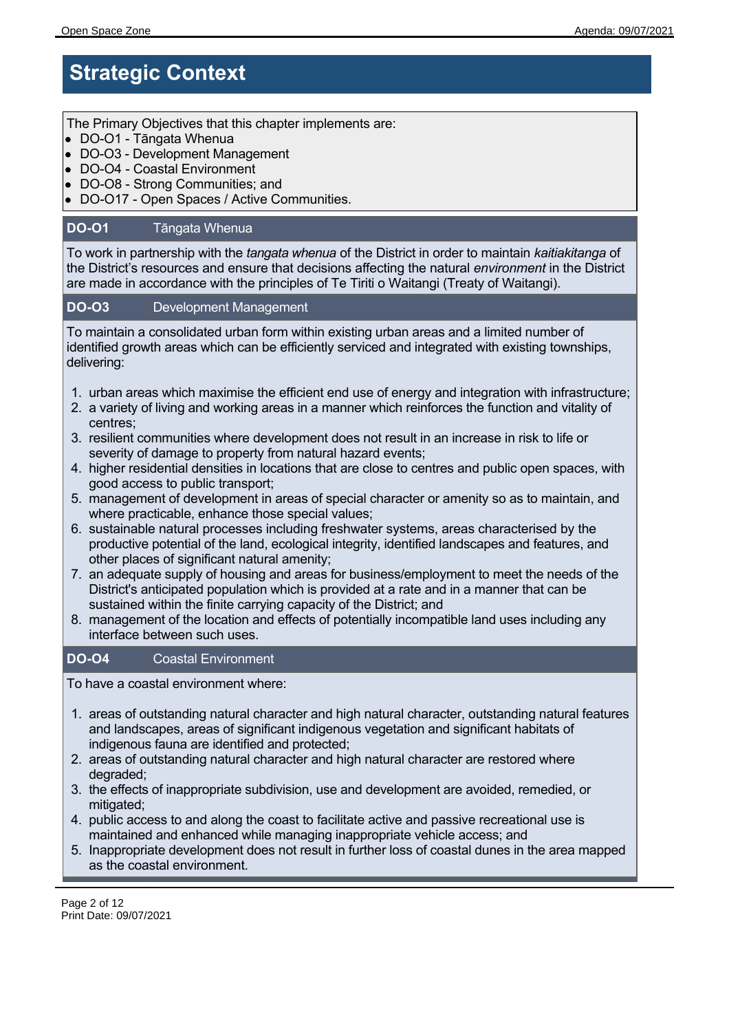# Strategic Context

The Primary Objectives that this chapter implements are:

- DO-O1 - Tāngata Whenua
- DO-O3 - Development Management
- DO-O4 - Coastal Environment
- DO-O8 - Strong Communities; and
- DO-O17 - Open Spaces / Active Communities.

## DO-O1 Tāngata Whenua

To work in partnership with the *tangata whenua* of the District in order to maintain *kaitiakitanga* of the District's resources and ensure that decisions affecting the natural *environment* in the District are made in accordance with the principles of Te Tiriti o Waitangi (Treaty of Waitangi).

## DO-O3 Development Management

To maintain a consolidated urban form within existing urban areas and a limited number of identified growth areas which can be efficiently serviced and integrated with existing townships, delivering:

1. urban areas which maximise the efficient end use of energy and integration with infrastructure;
2. a variety of living and working areas in a manner which reinforces the function and vitality of centres;
3. resilient communities where development does not result in an increase in risk to life or severity of damage to property from natural hazard events;
4. higher residential densities in locations that are close to centres and public open spaces, with good access to public transport;
5. management of development in areas of special character or amenity so as to maintain, and where practicable, enhance those special values;
6. sustainable natural processes including freshwater systems, areas characterised by the productive potential of the land, ecological integrity, identified landscapes and features, and other places of significant natural amenity;
7. an adequate supply of housing and areas for business/employment to meet the needs of the District's anticipated population which is provided at a rate and in a manner that can be sustained within the finite carrying capacity of the District; and
8. management of the location and effects of potentially incompatible land uses including any interface between such uses.

## DO-O4 Coastal Environment

To have a coastal environment where:

1. areas of outstanding natural character and high natural character, outstanding natural features and landscapes, areas of significant indigenous vegetation and significant habitats of indigenous fauna are identified and protected;
2. areas of outstanding natural character and high natural character are restored where degraded;
3. the effects of inappropriate subdivision, use and development are avoided, remedied, or mitigated;
4. public access to and along the coast to facilitate active and passive recreational use is maintained and enhanced while managing inappropriate vehicle access; and
5. Inappropriate development does not result in further loss of coastal dunes in the area mapped as the coastal environment.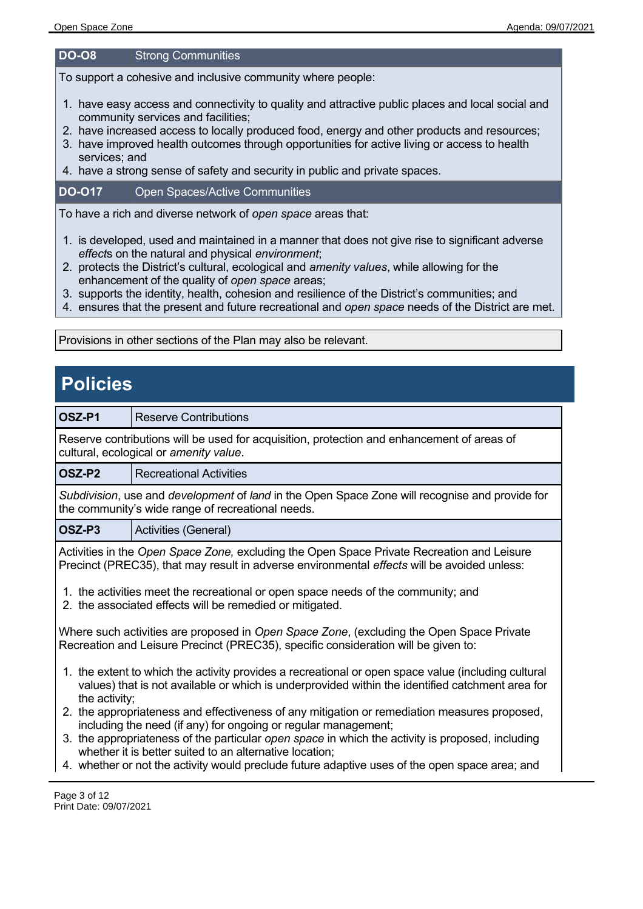| DO-O8 | Strong Communities |
|---|---|

To support a cohesive and inclusive community where people:

1. have easy access and connectivity to quality and attractive public places and local social and community services and facilities;
2. have increased access to locally produced food, energy and other products and resources;
3. have improved health outcomes through opportunities for active living or access to health services; and
4. have a strong sense of safety and security in public and private spaces.

| DO-O17 | Open Spaces/Active Communities |
|---|---|

To have a rich and diverse network of *open space* areas that:

1. is developed, used and maintained in a manner that does not give rise to significant adverse *effect*s on the natural and physical *environment*;
2. protects the District's cultural, ecological and *amenity values*, while allowing for the enhancement of the quality of *open space* areas;
3. supports the identity, health, cohesion and resilience of the District's communities; and
4. ensures that the present and future recreational and *open space* needs of the District are met.

Provisions in other sections of the Plan may also be relevant.

# Policies

| OSZ-P1 | Reserve Contributions |
|---|---|

Reserve contributions will be used for acquisition, protection and enhancement of areas of cultural, ecological or *amenity value*.

| OSZ-P2 | Recreational Activities |
|---|---|

*Subdivision*, use and *development* of *land* in the Open Space Zone will recognise and provide for the community's wide range of recreational needs.

| OSZ-P3 | Activities (General) |
|---|---|

Activities in the *Open Space Zone,* excluding the Open Space Private Recreation and Leisure Precinct (PREC35), that may result in adverse environmental *effects* will be avoided unless:

1. the activities meet the recreational or open space needs of the community; and
2. the associated effects will be remedied or mitigated.

Where such activities are proposed in *Open Space Zone*, (excluding the Open Space Private Recreation and Leisure Precinct (PREC35), specific consideration will be given to:

1. the extent to which the activity provides a recreational or open space value (including cultural values) that is not available or which is underprovided within the identified catchment area for the activity;
2. the appropriateness and effectiveness of any mitigation or remediation measures proposed, including the need (if any) for ongoing or regular management;
3. the appropriateness of the particular *open space* in which the activity is proposed, including whether it is better suited to an alternative location;
4. whether or not the activity would preclude future adaptive uses of the open space area; and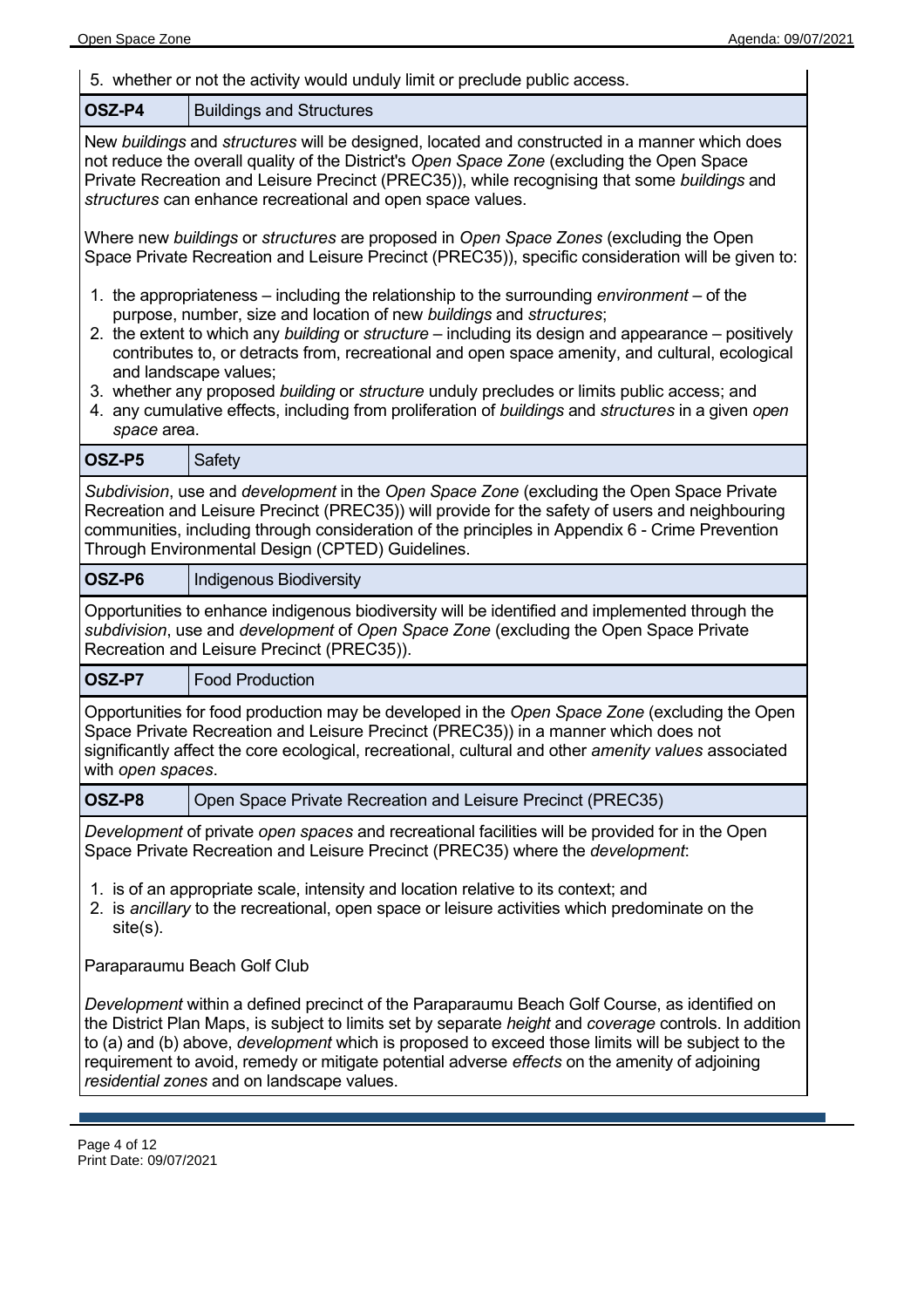5. whether or not the activity would unduly limit or preclude public access.

| OSZ-P4 | Buildings and Structures |
|---|---|

New *buildings* and *structures* will be designed, located and constructed in a manner which does not reduce the overall quality of the District's *Open Space Zone* (excluding the Open Space Private Recreation and Leisure Precinct (PREC35)), while recognising that some *buildings* and *structures* can enhance recreational and open space values.

Where new *buildings* or *structures* are proposed in *Open Space Zones* (excluding the Open Space Private Recreation and Leisure Precinct (PREC35)), specific consideration will be given to:

1. the appropriateness – including the relationship to the surrounding *environment* – of the purpose, number, size and location of new *buildings* and *structures*;
2. the extent to which any *building* or *structure* – including its design and appearance – positively contributes to, or detracts from, recreational and open space amenity, and cultural, ecological and landscape values;
3. whether any proposed *building* or *structure* unduly precludes or limits public access; and
4. any cumulative effects, including from proliferation of *buildings* and *structures* in a given *open space* area.

| OSZ-P5 | Safety |
|---|---|

*Subdivision*, use and *development* in the *Open Space Zone* (excluding the Open Space Private Recreation and Leisure Precinct (PREC35)) will provide for the safety of users and neighbouring communities, including through consideration of the principles in Appendix 6 - Crime Prevention Through Environmental Design (CPTED) Guidelines.

| OSZ-P6 | Indigenous Biodiversity |
|---|---|

Opportunities to enhance indigenous biodiversity will be identified and implemented through the *subdivision*, use and *development* of *Open Space Zone* (excluding the Open Space Private Recreation and Leisure Precinct (PREC35)).

| OSZ-P7 | Food Production |
|---|---|

Opportunities for food production may be developed in the *Open Space Zone* (excluding the Open Space Private Recreation and Leisure Precinct (PREC35)) in a manner which does not significantly affect the core ecological, recreational, cultural and other *amenity values* associated with *open spaces*.

| OSZ-P8 | Open Space Private Recreation and Leisure Precinct (PREC35) |
|---|---|

*Development* of private *open spaces* and recreational facilities will be provided for in the Open Space Private Recreation and Leisure Precinct (PREC35) where the *development*:

1. is of an appropriate scale, intensity and location relative to its context; and
2. is *ancillary* to the recreational, open space or leisure activities which predominate on the site(s).

Paraparaumu Beach Golf Club

*Development* within a defined precinct of the Paraparaumu Beach Golf Course, as identified on the District Plan Maps, is subject to limits set by separate *height* and *coverage* controls. In addition to (a) and (b) above, *development* which is proposed to exceed those limits will be subject to the requirement to avoid, remedy or mitigate potential adverse *effects* on the amenity of adjoining *residential zones* and on landscape values.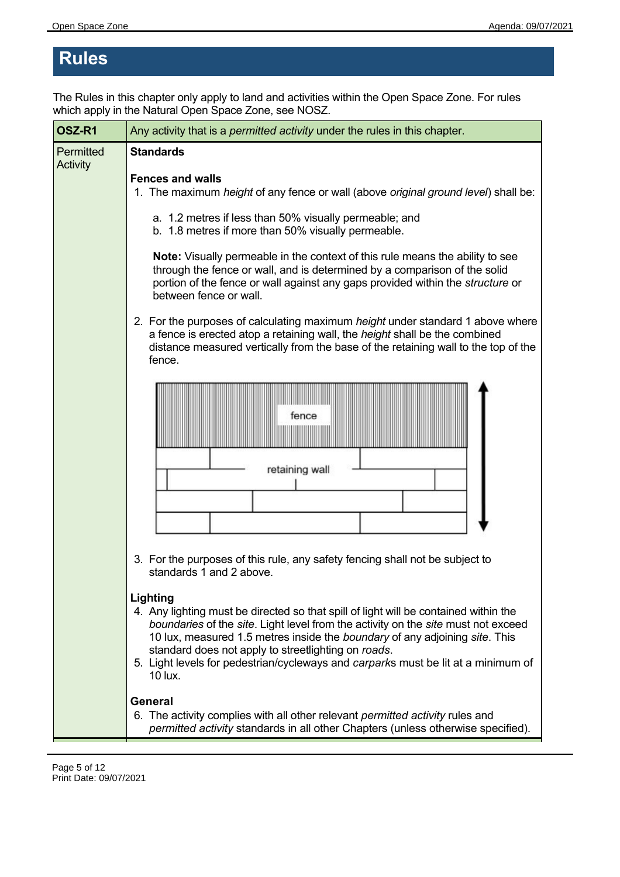# Rules

The Rules in this chapter only apply to land and activities within the Open Space Zone. For rules which apply in the Natural Open Space Zone, see NOSZ.

| OSZ-R1 | Any activity that is a *permitted activity* under the rules in this chapter. |
|---|---|
| Permitted Activity | **Standards**<br><br>**Fences and walls**<br>1. The maximum *height* of any fence or wall (above *original ground level*) shall be:<br>a. 1.2 metres if less than 50% visually permeable; and<br>b. 1.8 metres if more than 50% visually permeable.<br><br>**Note:** Visually permeable in the context of this rule means the ability to see through the fence or wall, and is determined by a comparison of the solid portion of the fence or wall against any gaps provided within the *structure* or between fence or wall.<br><br>2. For the purposes of calculating maximum *height* under standard 1 above where a fence is erected atop a retaining wall, the *height* shall be the combined distance measured vertically from the base of the retaining wall to the top of the fence.<br><br>fence<br>retaining wall<br><br>3. For the purposes of this rule, any safety fencing shall not be subject to standards 1 and 2 above.<br><br>**Lighting**<br>4. Any lighting must be directed so that spill of light will be contained within the *boundaries* of the *site*. Light level from the activity on the *site* must not exceed 10 lux, measured 1.5 metres inside the *boundary* of any adjoining *site*. This standard does not apply to streetlighting on *roads*.<br>5. Light levels for pedestrian/cycleways and *carpark*s must be lit at a minimum of 10 lux.<br><br>**General**<br>6. The activity complies with all other relevant *permitted activity* rules and *permitted activity* standards in all other Chapters (unless otherwise specified). |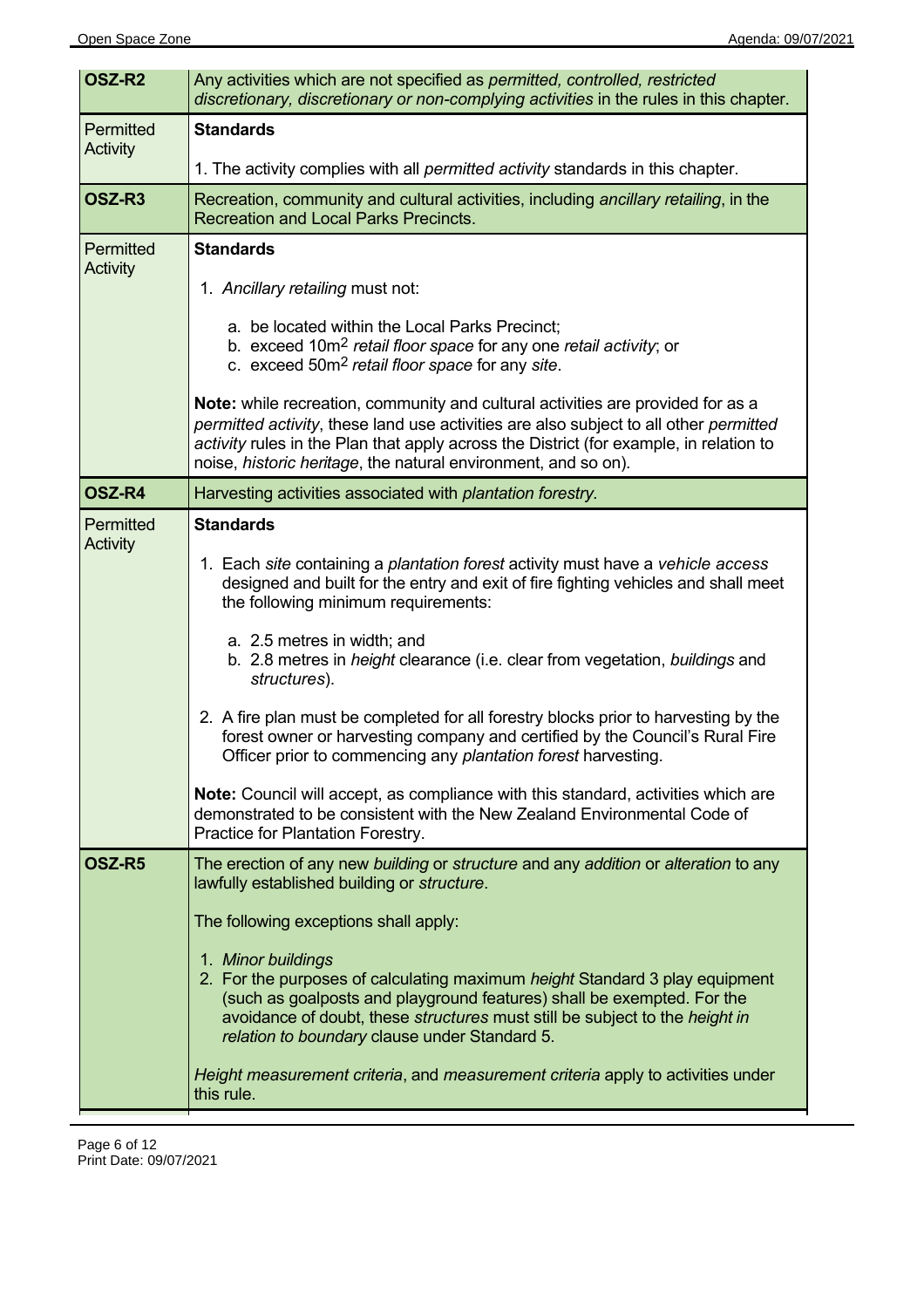| OSZ-R2 | Any activities which are not specified as *permitted, controlled, restricted discretionary, discretionary or non-complying activities* in the rules in this chapter. |
|---|---|
| Permitted Activity | **Standards**<br><br>1. The activity complies with all *permitted activity* standards in this chapter. |
| **OSZ-R3** | Recreation, community and cultural activities, including *ancillary retailing*, in the Recreation and Local Parks Precincts. |
| Permitted Activity | **Standards**<br><br>1. *Ancillary retailing* must not:<br><br>a. be located within the Local Parks Precinct;<br>b. exceed 10m$^2$ *retail floor space* for any one *retail activity*; or<br>c. exceed 50m$^2$ *retail floor space* for any *site*.<br><br>**Note:** while recreation, community and cultural activities are provided for as a *permitted activity*, these land use activities are also subject to all other *permitted activity* rules in the Plan that apply across the District (for example, in relation to noise, *historic heritage*, the natural environment, and so on). |
| **OSZ-R4** | Harvesting activities associated with *plantation forestry*. |
| Permitted Activity | **Standards**<br><br>1. Each *site* containing a *plantation forest* activity must have a *vehicle access* designed and built for the entry and exit of fire fighting vehicles and shall meet the following minimum requirements:<br><br>a. 2.5 metres in width; and<br>b. 2.8 metres in *height* clearance (i.e. clear from vegetation, *buildings* and *structures*).<br><br>2. A fire plan must be completed for all forestry blocks prior to harvesting by the forest owner or harvesting company and certified by the Council's Rural Fire Officer prior to commencing any *plantation forest* harvesting.<br><br>**Note:** Council will accept, as compliance with this standard, activities which are demonstrated to be consistent with the New Zealand Environmental Code of Practice for Plantation Forestry. |
| **OSZ-R5** | The erection of any new *building* or *structure* and any *addition* or *alteration* to any lawfully established building or *structure*.<br><br>The following exceptions shall apply:<br><br>1. *Minor buildings*<br>2. For the purposes of calculating maximum *height* Standard 3 play equipment (such as goalposts and playground features) shall be exempted. For the avoidance of doubt, these *structures* must still be subject to the *height in relation to boundary* clause under Standard 5.<br><br>*Height measurement criteria*, and *measurement criteria* apply to activities under this rule. |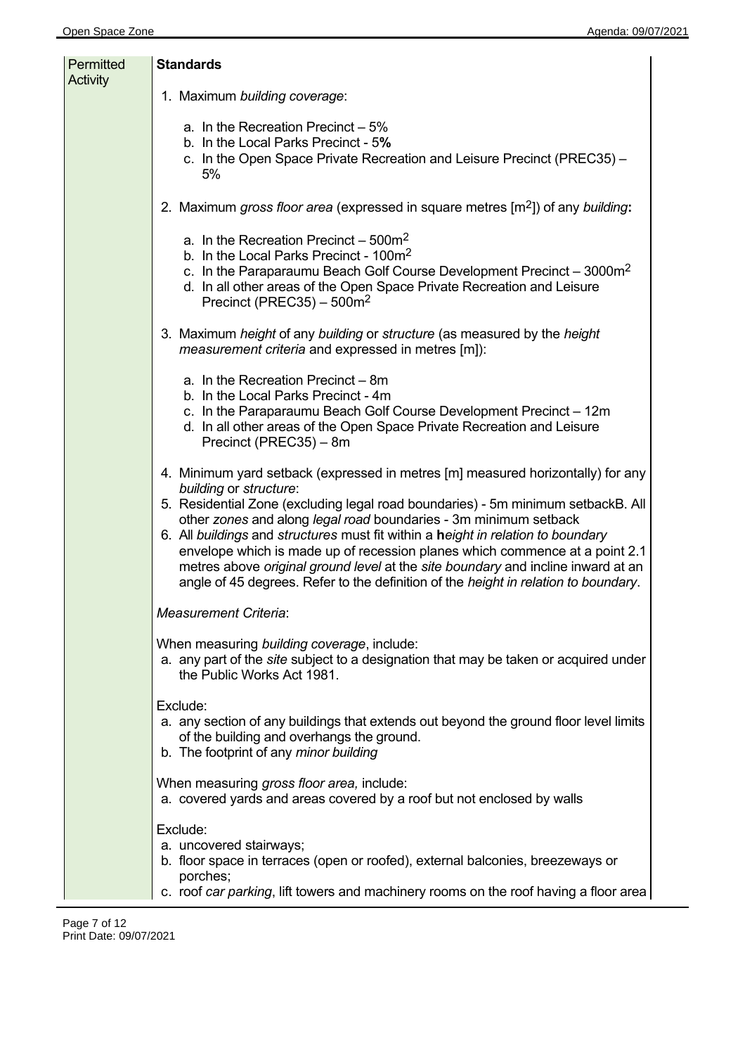| Permitted Activity | **Standards**<br><br>1. Maximum *building coverage*:<br><br>a. In the Recreation Precinct – 5%<br>b. In the Local Parks Precinct - 5**%**<br>c. In the Open Space Private Recreation and Leisure Precinct (PREC35) – 5%<br><br>2. Maximum *gross floor area* (expressed in square metres [$m^2$]) of any *building***:**<br><br>a. In the Recreation Precinct – 500$m^2$<br>b. In the Local Parks Precinct - 100$m^2$<br>c. In the Paraparaumu Beach Golf Course Development Precinct – 3000$m^2$<br>d. In all other areas of the Open Space Private Recreation and Leisure Precinct (PREC35) – 500$m^2$<br><br>3. Maximum *height* of any *building* or *structure* (as measured by the *height measurement criteria* and expressed in metres [m]):<br><br>a. In the Recreation Precinct – 8m<br>b. In the Local Parks Precinct - 4m<br>c. In the Paraparaumu Beach Golf Course Development Precinct – 12m<br>d. In all other areas of the Open Space Private Recreation and Leisure Precinct (PREC35) – 8m<br><br>4. Minimum yard setback (expressed in metres [m] measured horizontally) for any *building* or *structure*:<br>5. Residential Zone (excluding legal road boundaries) - 5m minimum setbackB. All other *zones* and along *legal road* boundaries - 3m minimum setback<br>6. All *buildings* and *structures* must fit within a **h***eight in relation to boundary* envelope which is made up of recession planes which commence at a point 2.1 metres above *original ground level* at the *site boundary* and incline inward at an angle of 45 degrees. Refer to the definition of the *height in relation to boundary*.<br><br>*Measurement Criteria*:<br><br>When measuring *building coverage*, include:<br>a. any part of the *site* subject to a designation that may be taken or acquired under the Public Works Act 1981.<br><br>Exclude:<br>a. any section of any buildings that extends out beyond the ground floor level limits of the building and overhangs the ground.<br>b. The footprint of any *minor building*<br><br>When measuring *gross floor area,* include:<br>a. covered yards and areas covered by a roof but not enclosed by walls<br><br>Exclude:<br>a. uncovered stairways;<br>b. floor space in terraces (open or roofed), external balconies, breezeways or porches;<br>c. roof *car parking*, lift towers and machinery rooms on the roof having a floor area |
|---|---|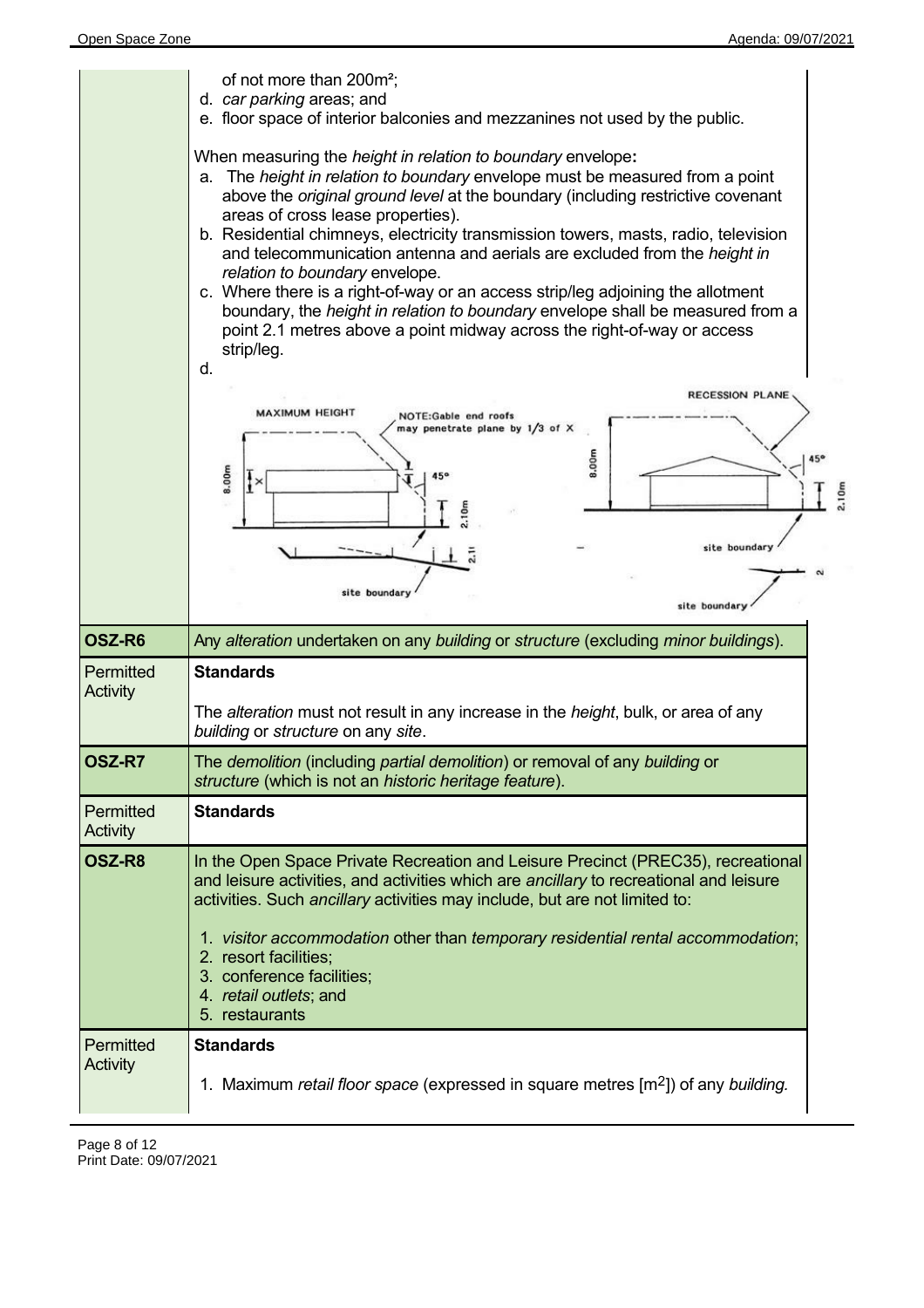| | |
|---|---|
| | of not more than 200m²;<br>d. *car parking* areas; and<br>e. floor space of interior balconies and mezzanines not used by the public.<br><br>When measuring the *height in relation to boundary* envelope**:**<br>a. The *height in relation to boundary* envelope must be measured from a point above the *original ground level* at the boundary (including restrictive covenant areas of cross lease properties).<br>b. Residential chimneys, electricity transmission towers, masts, radio, television and telecommunication antenna and aerials are excluded from the *height in relation to boundary* envelope.<br>c. Where there is a right-of-way or an access strip/leg adjoining the allotment boundary, the *height in relation to boundary* envelope shall be measured from a point 2.1 metres above a point midway across the right-of-way or access strip/leg.<br>d. |
| **OSZ-R6** | Any *alteration* undertaken on any *building* or *structure* (excluding *minor buildings*). |
| Permitted Activity | **Standards**<br><br>The *alteration* must not result in any increase in the *height*, bulk, or area of any *building* or *structure* on any *site*. |
| **OSZ-R7** | The *demolition* (including *partial demolition*) or removal of any *building* or *structure* (which is not an *historic heritage feature*). |
| Permitted Activity | **Standards** |
| **OSZ-R8** | In the Open Space Private Recreation and Leisure Precinct (PREC35), recreational and leisure activities, and activities which are *ancillary* to recreational and leisure activities. Such *ancillary* activities may include, but are not limited to:<br><br>1. *visitor accommodation* other than *temporary residential rental accommodation*;<br>2. resort facilities;<br>3. conference facilities;<br>4. *retail outlets*; and<br>5. restaurants |
| Permitted Activity | **Standards**<br><br>1. Maximum *retail floor space* (expressed in square metres [m$^2$]) of any *building*. |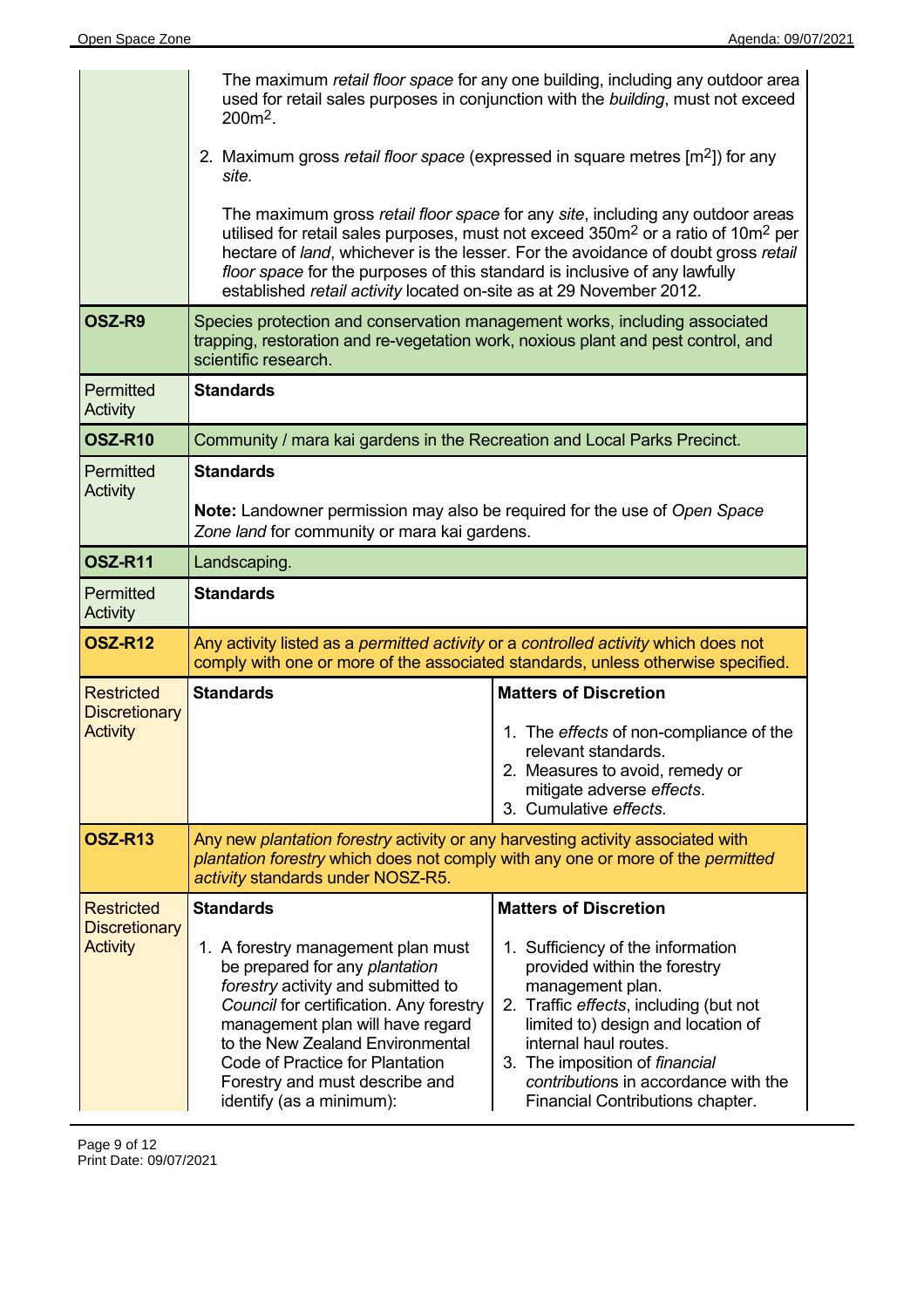| | | |
|---|---|---|
| | The maximum *retail floor space* for any one building, including any outdoor area used for retail sales purposes in conjunction with the *building*, must not exceed 200m$^2$.<br><br>2. Maximum gross *retail floor space* (expressed in square metres [m$^2$]) for any *site.*<br><br>The maximum gross *retail floor space* for any *site*, including any outdoor areas utilised for retail sales purposes, must not exceed 350m$^2$ or a ratio of 10m$^2$ per hectare of *land*, whichever is the lesser. For the avoidance of doubt gross *retail floor space* for the purposes of this standard is inclusive of any lawfully established *retail activity* located on-site as at 29 November 2012. | |
| **OSZ-R9** | Species protection and conservation management works, including associated trapping, restoration and re-vegetation work, noxious plant and pest control, and scientific research. | |
| Permitted Activity | **Standards** | |
| **OSZ-R10** | Community / mara kai gardens in the Recreation and Local Parks Precinct. | |
| Permitted Activity | **Standards**<br><br>**Note:** Landowner permission may also be required for the use of *Open Space Zone land* for community or mara kai gardens. | |
| **OSZ-R11** | Landscaping. | |
| Permitted Activity | **Standards** | |
| **OSZ-R12** | Any activity listed as a *permitted activity* or a *controlled activity* which does not comply with one or more of the associated standards, unless otherwise specified. | |
| Restricted Discretionary Activity | **Standards** | **Matters of Discretion**<br><br>1. The *effects* of non-compliance of the relevant standards.<br>2. Measures to avoid, remedy or mitigate adverse *effects*.<br>3. Cumulative *effects.* |
| **OSZ-R13** | Any new *plantation forestry* activity or any harvesting activity associated with *plantation forestry* which does not comply with any one or more of the *permitted activity* standards under NOSZ-R5. | |
| Restricted Discretionary Activity | **Standards**<br><br>1. A forestry management plan must be prepared for any *plantation forestry* activity and submitted to *Council* for certification. Any forestry management plan will have regard to the New Zealand Environmental Code of Practice for Plantation Forestry and must describe and identify (as a minimum): | **Matters of Discretion**<br><br>1. Sufficiency of the information provided within the forestry management plan.<br>2. Traffic *effects*, including (but not limited to) design and location of internal haul routes.<br>3. The imposition of *financial contributions* in accordance with the Financial Contributions chapter. |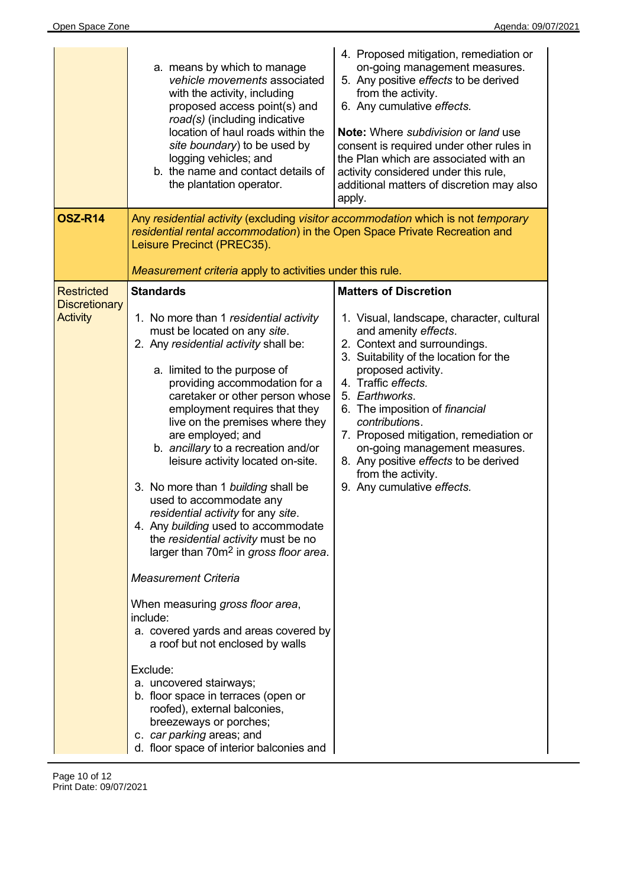| | | |
|---|---|---|
| | a. means by which to manage *vehicle movements* associated with the activity, including proposed access point(s) and *road(s)* (including indicative location of haul roads within the *site boundary*) to be used by logging vehicles; and<br>b. the name and contact details of the plantation operator. | 4. Proposed mitigation, remediation or on-going management measures.<br>5. Any positive *effects* to be derived from the activity.<br>6. Any cumulative *effects.*<br><br>**Note:** Where *subdivision* or *land* use consent is required under other rules in the Plan which are associated with an activity considered under this rule, additional matters of discretion may also apply. |
| **OSZ-R14** | Any *residential activity* (excluding *visitor accommodation* which is not *temporary residential rental accommodation*) in the Open Space Private Recreation and Leisure Precinct (PREC35).<br><br>*Measurement criteria* apply to activities under this rule. | |
| Restricted Discretionary Activity | **Standards**<br><br>1. No more than 1 *residential activity* must be located on any *site*.<br>2. Any *residential activity* shall be:<br>a. limited to the purpose of providing accommodation for a caretaker or other person whose employment requires that they live on the premises where they are employed; and<br>b. *ancillary* to a recreation and/or leisure activity located on-site.<br>3. No more than 1 *building* shall be used to accommodate any *residential activity* for any *site*.<br>4. Any *building* used to accommodate the *residential activity* must be no larger than 70m² in *gross floor area*.<br><br>*Measurement Criteria*<br><br>When measuring *gross floor area*, include:<br>a. covered yards and areas covered by a roof but not enclosed by walls<br><br>Exclude:<br>a. uncovered stairways;<br>b. floor space in terraces (open or roofed), external balconies, breezeways or porches;<br>c. *car parking* areas; and<br>d. floor space of interior balconies and | **Matters of Discretion**<br><br>1. Visual, landscape, character, cultural and amenity *effects*.<br>2. Context and surroundings.<br>3. Suitability of the location for the proposed activity.<br>4. Traffic *effects.*<br>5. *Earthworks*.<br>6. The imposition of *financial contributions*.<br>7. Proposed mitigation, remediation or on-going management measures.<br>8. Any positive *effects* to be derived from the activity.<br>9. Any cumulative *effects.* |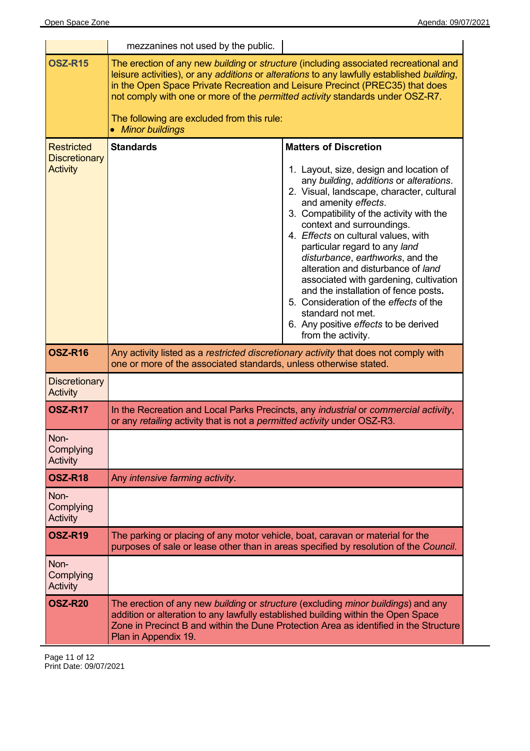| | | |
|---|---|---|
| | mezzanines not used by the public. | |
| **OSZ-R15** | The erection of any new *building* or *structure* (including associated recreational and leisure activities), or any *additions* or *alterations* to any lawfully established *building*, in the Open Space Private Recreation and Leisure Precinct (PREC35) that does not comply with one or more of the *permitted activity* standards under OSZ-R7.<br><br>The following are excluded from this rule:<br>• *Minor buildings* | |
| Restricted Discretionary Activity | **Standards** | **Matters of Discretion**<br><br>1. Layout, size, design and location of any *building*, *additions* or *alterations*.<br>2. Visual, landscape, character, cultural and amenity *effects*.<br>3. Compatibility of the activity with the context and surroundings.<br>4. *Effects* on cultural values, with particular regard to any *land disturbance*, *earthworks*, and the alteration and disturbance of *land* associated with gardening, cultivation and the installation of fence posts.<br>5. Consideration of the *effects* of the standard not met.<br>6. Any positive *effects* to be derived from the activity. |
| **OSZ-R16** | Any activity listed as a *restricted discretionary activity* that does not comply with one or more of the associated standards, unless otherwise stated. | |
| Discretionary Activity | | |
| **OSZ-R17** | In the Recreation and Local Parks Precincts, any *industrial* or *commercial activity*, or any *retailing* activity that is not a *permitted activity* under OSZ-R3. | |
| Non-Complying Activity | | |
| **OSZ-R18** | Any *intensive farming activity*. | |
| Non-Complying Activity | | |
| **OSZ-R19** | The parking or placing of any motor vehicle, boat, caravan or material for the purposes of sale or lease other than in areas specified by resolution of the *Council*. | |
| Non-Complying Activity | | |
| **OSZ-R20** | The erection of any new *building* or *structure* (excluding *minor buildings*) and any addition or alteration to any lawfully established building within the Open Space Zone in Precinct B and within the Dune Protection Area as identified in the Structure Plan in Appendix 19. | |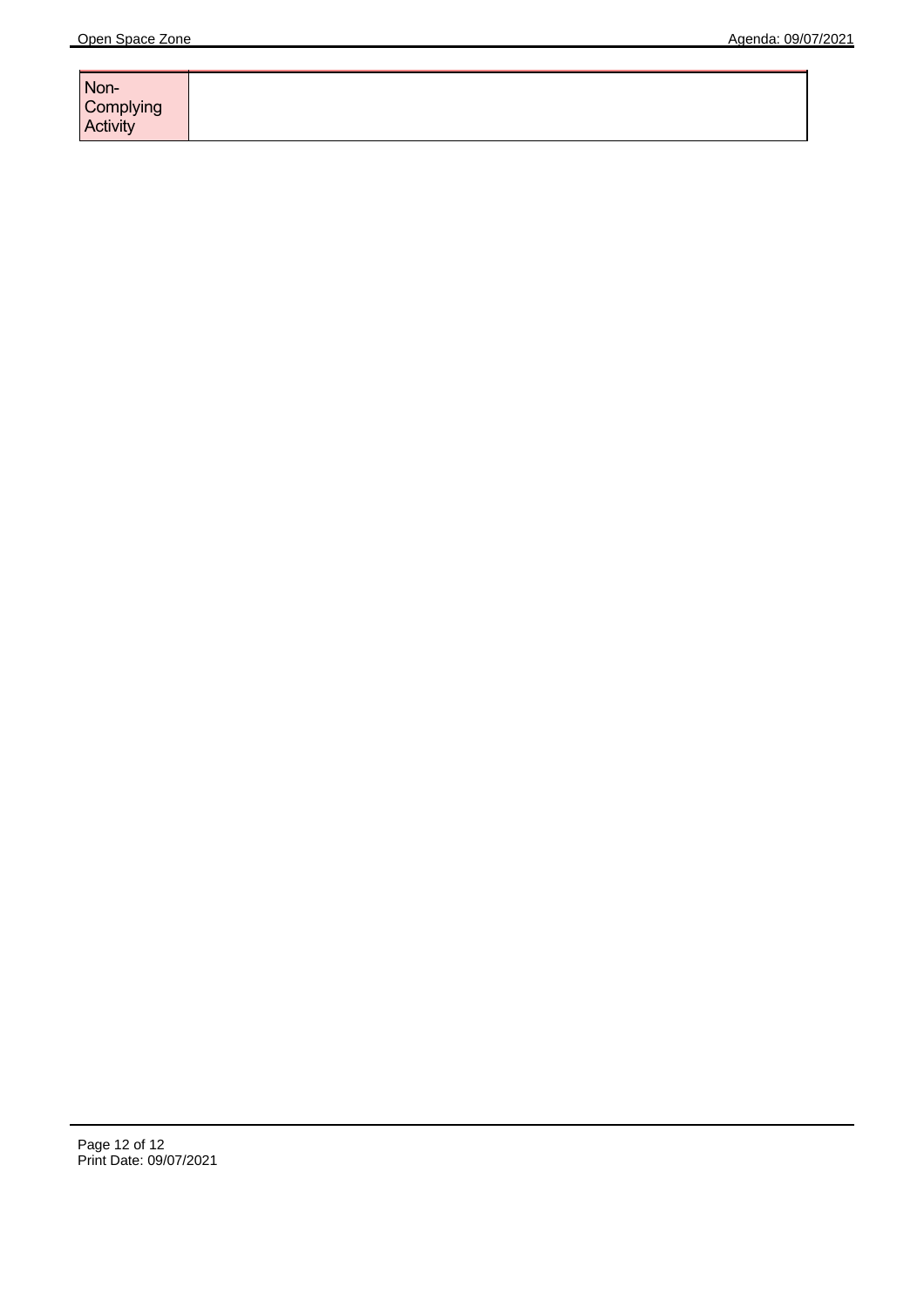| | |
|---|---|
| Non-Complying Activity | |